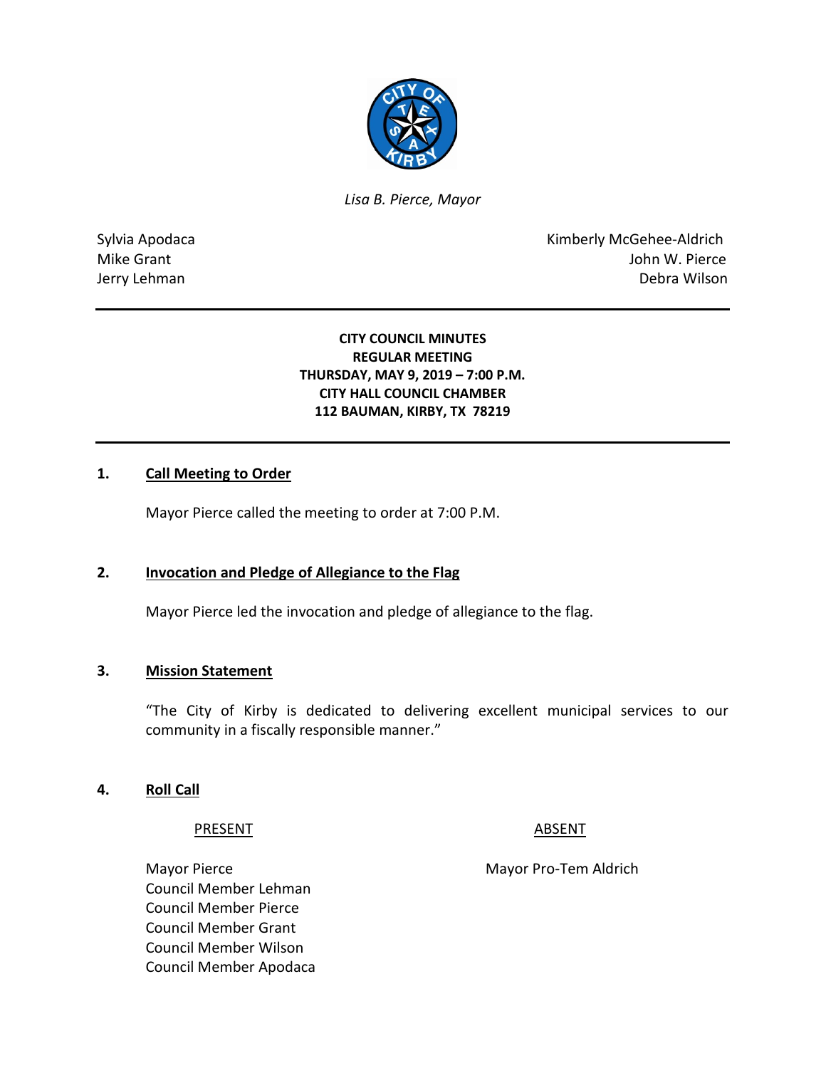*Lisa B. Pierce, Mayor*

Sylvia Apodaca
Mike Grant
Jerry Lehman

Kimberly McGehee-Aldrich
John W. Pierce
Debra Wilson

---

**CITY COUNCIL MINUTES**
**REGULAR MEETING**
**THURSDAY, MAY 9, 2019 – 7:00 P.M.**
**CITY HALL COUNCIL CHAMBER**
**112 BAUMAN, KIRBY, TX 78219**

---

## 1. Call Meeting to Order

Mayor Pierce called the meeting to order at 7:00 P.M.

## 2. Invocation and Pledge of Allegiance to the Flag

Mayor Pierce led the invocation and pledge of allegiance to the flag.

## 3. Mission Statement

"The City of Kirby is dedicated to delivering excellent municipal services to our community in a fiscally responsible manner."

## 4. Roll Call

| PRESENT | ABSENT |
|---|---|
| Mayor Pierce | Mayor Pro-Tem Aldrich |
| Council Member Lehman | |
| Council Member Pierce | |
| Council Member Grant | |
| Council Member Wilson | |
| Council Member Apodaca | |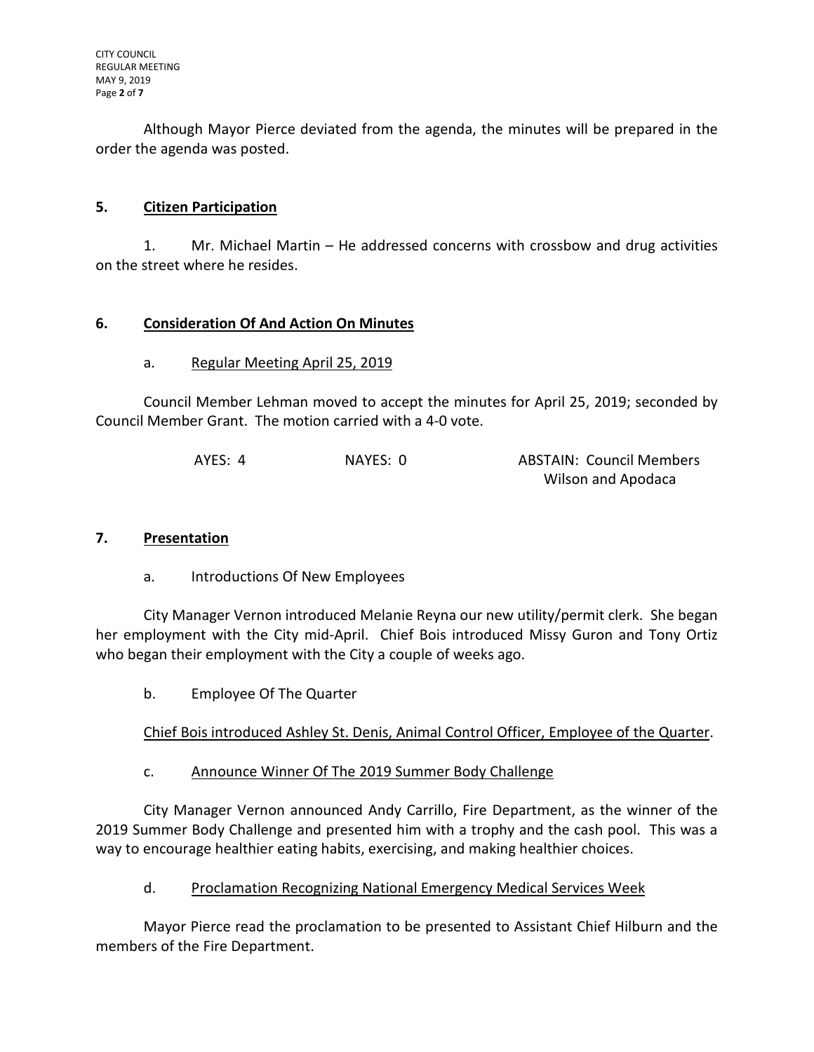Although Mayor Pierce deviated from the agenda, the minutes will be prepared in the order the agenda was posted.

## 5. Citizen Participation

1. Mr. Michael Martin – He addressed concerns with crossbow and drug activities on the street where he resides.

## 6. Consideration Of And Action On Minutes

a. Regular Meeting April 25, 2019

Council Member Lehman moved to accept the minutes for April 25, 2019; seconded by Council Member Grant. The motion carried with a 4-0 vote.

AYES: 4 NAYES: 0 ABSTAIN: Council Members Wilson and Apodaca

## 7. Presentation

a. Introductions Of New Employees

City Manager Vernon introduced Melanie Reyna our new utility/permit clerk. She began her employment with the City mid-April. Chief Bois introduced Missy Guron and Tony Ortiz who began their employment with the City a couple of weeks ago.

b. Employee Of The Quarter

Chief Bois introduced Ashley St. Denis, Animal Control Officer, Employee of the Quarter.

c. Announce Winner Of The 2019 Summer Body Challenge

City Manager Vernon announced Andy Carrillo, Fire Department, as the winner of the 2019 Summer Body Challenge and presented him with a trophy and the cash pool. This was a way to encourage healthier eating habits, exercising, and making healthier choices.

d. Proclamation Recognizing National Emergency Medical Services Week

Mayor Pierce read the proclamation to be presented to Assistant Chief Hilburn and the members of the Fire Department.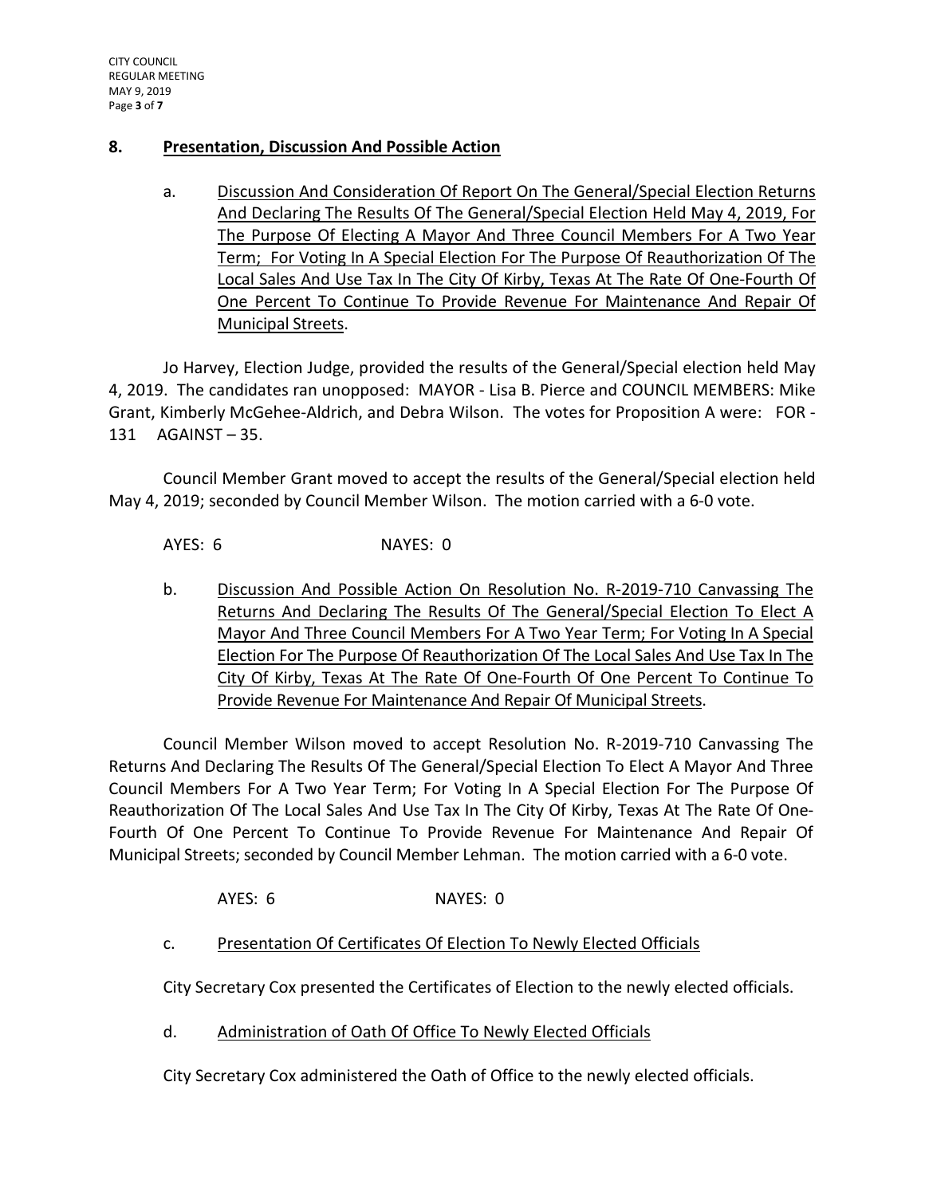## 8. Presentation, Discussion And Possible Action

a. Discussion And Consideration Of Report On The General/Special Election Returns And Declaring The Results Of The General/Special Election Held May 4, 2019, For The Purpose Of Electing A Mayor And Three Council Members For A Two Year Term; For Voting In A Special Election For The Purpose Of Reauthorization Of The Local Sales And Use Tax In The City Of Kirby, Texas At The Rate Of One-Fourth Of One Percent To Continue To Provide Revenue For Maintenance And Repair Of Municipal Streets.

Jo Harvey, Election Judge, provided the results of the General/Special election held May 4, 2019. The candidates ran unopposed: MAYOR - Lisa B. Pierce and COUNCIL MEMBERS: Mike Grant, Kimberly McGehee-Aldrich, and Debra Wilson. The votes for Proposition A were: FOR - 131 AGAINST – 35.

Council Member Grant moved to accept the results of the General/Special election held May 4, 2019; seconded by Council Member Wilson. The motion carried with a 6-0 vote.

AYES: 6 NAYES: 0

b. Discussion And Possible Action On Resolution No. R-2019-710 Canvassing The Returns And Declaring The Results Of The General/Special Election To Elect A Mayor And Three Council Members For A Two Year Term; For Voting In A Special Election For The Purpose Of Reauthorization Of The Local Sales And Use Tax In The City Of Kirby, Texas At The Rate Of One-Fourth Of One Percent To Continue To Provide Revenue For Maintenance And Repair Of Municipal Streets.

Council Member Wilson moved to accept Resolution No. R-2019-710 Canvassing The Returns And Declaring The Results Of The General/Special Election To Elect A Mayor And Three Council Members For A Two Year Term; For Voting In A Special Election For The Purpose Of Reauthorization Of The Local Sales And Use Tax In The City Of Kirby, Texas At The Rate Of One-Fourth Of One Percent To Continue To Provide Revenue For Maintenance And Repair Of Municipal Streets; seconded by Council Member Lehman. The motion carried with a 6-0 vote.

AYES: 6 NAYES: 0

c. Presentation Of Certificates Of Election To Newly Elected Officials

City Secretary Cox presented the Certificates of Election to the newly elected officials.

d. Administration of Oath Of Office To Newly Elected Officials

City Secretary Cox administered the Oath of Office to the newly elected officials.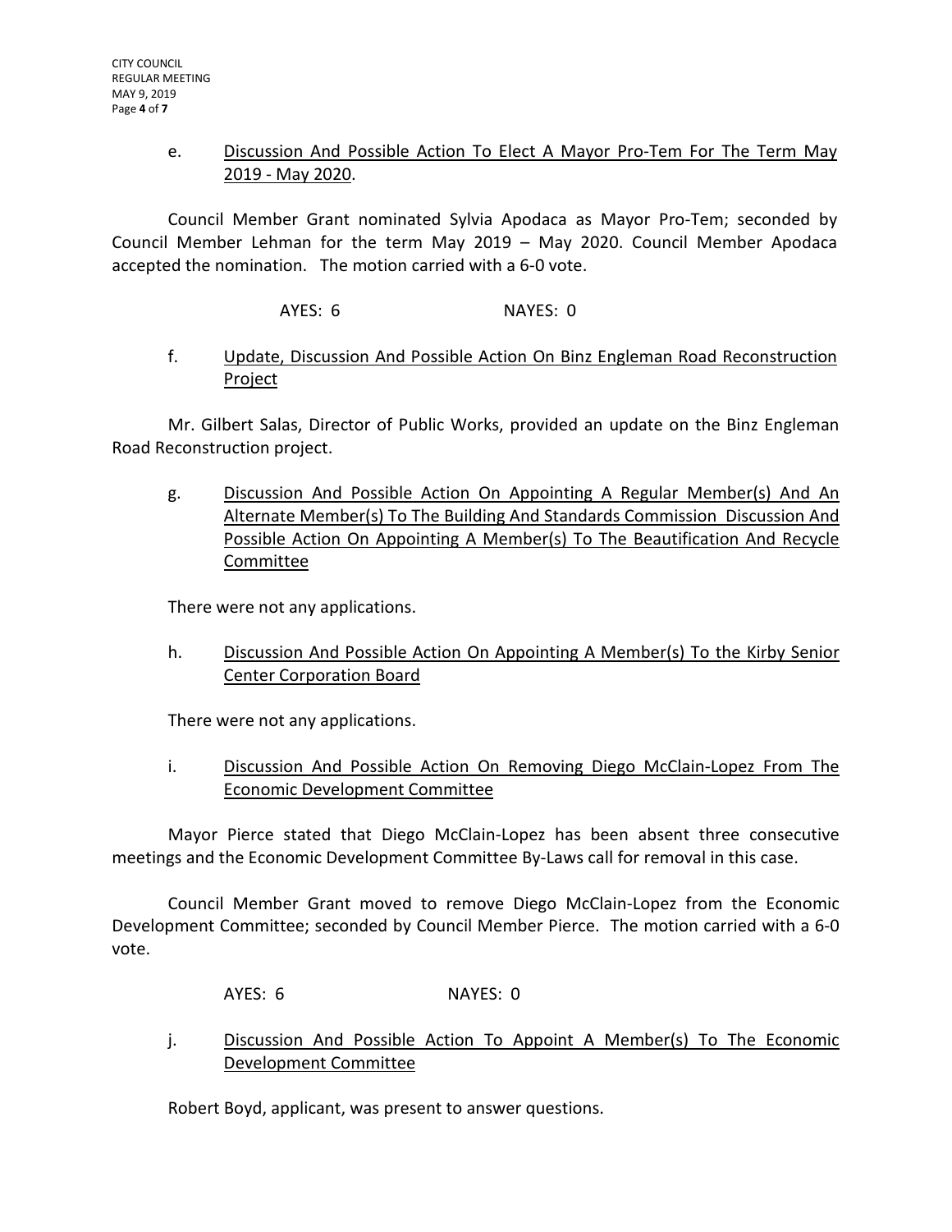e. <u>Discussion And Possible Action To Elect A Mayor Pro-Tem For The Term May 2019 - May 2020</u>.

Council Member Grant nominated Sylvia Apodaca as Mayor Pro-Tem; seconded by Council Member Lehman for the term May 2019 – May 2020. Council Member Apodaca accepted the nomination. The motion carried with a 6-0 vote.

AYES: 6 NAYES: 0

f. <u>Update, Discussion And Possible Action On Binz Engleman Road Reconstruction Project</u>

Mr. Gilbert Salas, Director of Public Works, provided an update on the Binz Engleman Road Reconstruction project.

g. <u>Discussion And Possible Action On Appointing A Regular Member(s) And An Alternate Member(s) To The Building And Standards Commission Discussion And Possible Action On Appointing A Member(s) To The Beautification And Recycle Committee</u>

There were not any applications.

h. <u>Discussion And Possible Action On Appointing A Member(s) To the Kirby Senior Center Corporation Board</u>

There were not any applications.

i. <u>Discussion And Possible Action On Removing Diego McClain-Lopez From The Economic Development Committee</u>

Mayor Pierce stated that Diego McClain-Lopez has been absent three consecutive meetings and the Economic Development Committee By-Laws call for removal in this case.

Council Member Grant moved to remove Diego McClain-Lopez from the Economic Development Committee; seconded by Council Member Pierce. The motion carried with a 6-0 vote.

AYES: 6 NAYES: 0

j. <u>Discussion And Possible Action To Appoint A Member(s) To The Economic Development Committee</u>

Robert Boyd, applicant, was present to answer questions.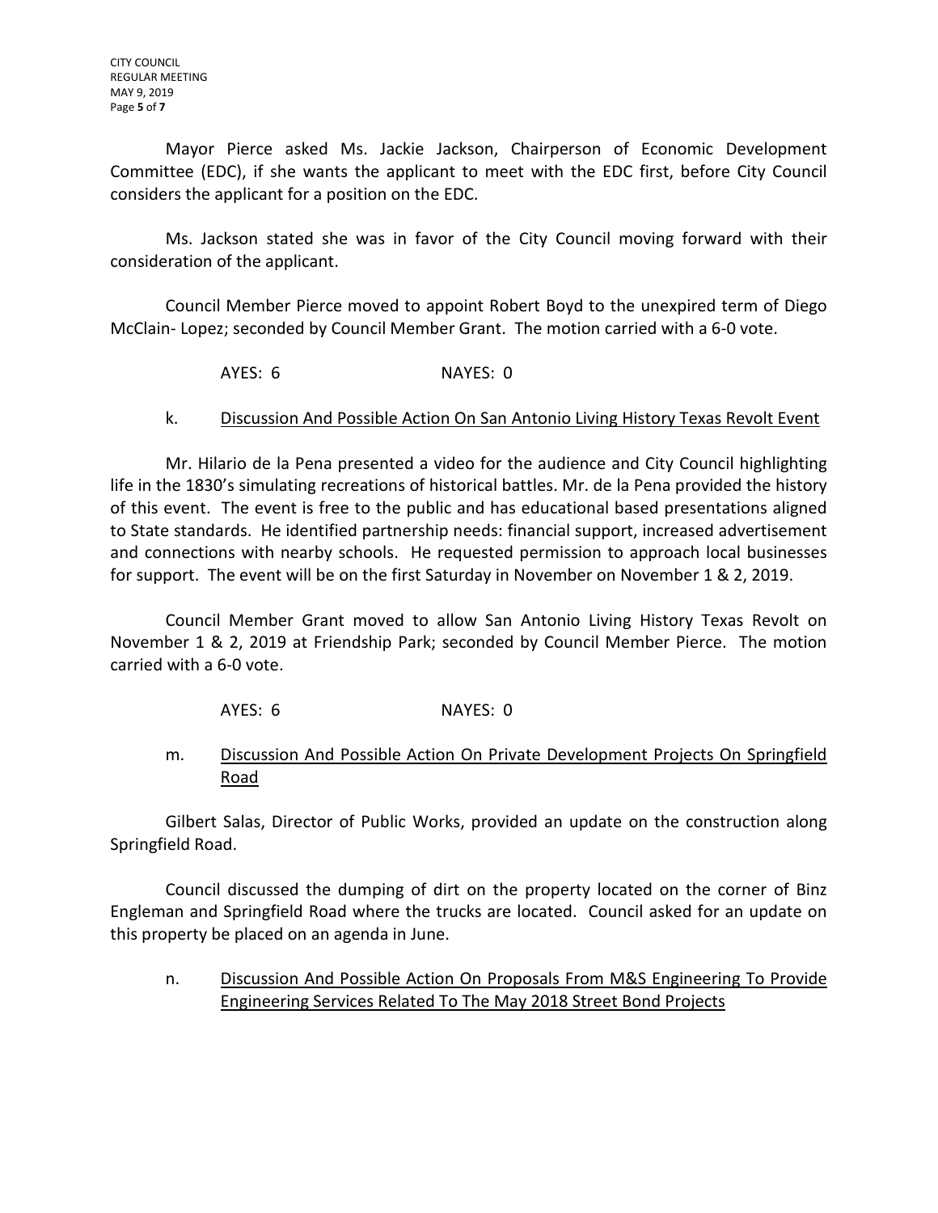Mayor Pierce asked Ms. Jackie Jackson, Chairperson of Economic Development Committee (EDC), if she wants the applicant to meet with the EDC first, before City Council considers the applicant for a position on the EDC.

Ms. Jackson stated she was in favor of the City Council moving forward with their consideration of the applicant.

Council Member Pierce moved to appoint Robert Boyd to the unexpired term of Diego McClain- Lopez; seconded by Council Member Grant. The motion carried with a 6-0 vote.

AYES: 6 NAYES: 0

k. <u>Discussion And Possible Action On San Antonio Living History Texas Revolt Event</u>

Mr. Hilario de la Pena presented a video for the audience and City Council highlighting life in the 1830's simulating recreations of historical battles. Mr. de la Pena provided the history of this event. The event is free to the public and has educational based presentations aligned to State standards. He identified partnership needs: financial support, increased advertisement and connections with nearby schools. He requested permission to approach local businesses for support. The event will be on the first Saturday in November on November 1 & 2, 2019.

Council Member Grant moved to allow San Antonio Living History Texas Revolt on November 1 & 2, 2019 at Friendship Park; seconded by Council Member Pierce. The motion carried with a 6-0 vote.

AYES: 6 NAYES: 0

m. <u>Discussion And Possible Action On Private Development Projects On Springfield Road</u>

Gilbert Salas, Director of Public Works, provided an update on the construction along Springfield Road.

Council discussed the dumping of dirt on the property located on the corner of Binz Engleman and Springfield Road where the trucks are located. Council asked for an update on this property be placed on an agenda in June.

n. <u>Discussion And Possible Action On Proposals From M&S Engineering To Provide Engineering Services Related To The May 2018 Street Bond Projects</u>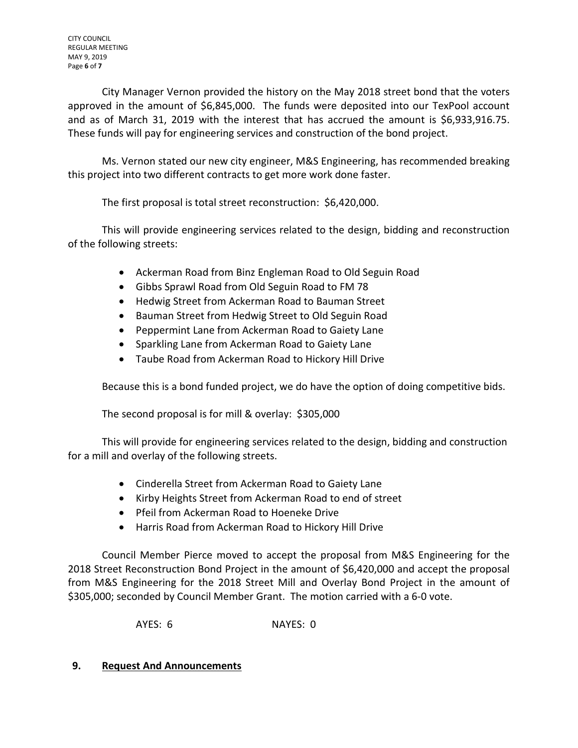City Manager Vernon provided the history on the May 2018 street bond that the voters approved in the amount of $6,845,000. The funds were deposited into our TexPool account and as of March 31, 2019 with the interest that has accrued the amount is $6,933,916.75. These funds will pay for engineering services and construction of the bond project.

Ms. Vernon stated our new city engineer, M&S Engineering, has recommended breaking this project into two different contracts to get more work done faster.

The first proposal is total street reconstruction: $6,420,000.

This will provide engineering services related to the design, bidding and reconstruction of the following streets:

- Ackerman Road from Binz Engleman Road to Old Seguin Road
- Gibbs Sprawl Road from Old Seguin Road to FM 78
- Hedwig Street from Ackerman Road to Bauman Street
- Bauman Street from Hedwig Street to Old Seguin Road
- Peppermint Lane from Ackerman Road to Gaiety Lane
- Sparkling Lane from Ackerman Road to Gaiety Lane
- Taube Road from Ackerman Road to Hickory Hill Drive

Because this is a bond funded project, we do have the option of doing competitive bids.

The second proposal is for mill & overlay: $305,000

This will provide for engineering services related to the design, bidding and construction for a mill and overlay of the following streets.

- Cinderella Street from Ackerman Road to Gaiety Lane
- Kirby Heights Street from Ackerman Road to end of street
- Pfeil from Ackerman Road to Hoeneke Drive
- Harris Road from Ackerman Road to Hickory Hill Drive

Council Member Pierce moved to accept the proposal from M&S Engineering for the 2018 Street Reconstruction Bond Project in the amount of $6,420,000 and accept the proposal from M&S Engineering for the 2018 Street Mill and Overlay Bond Project in the amount of $305,000; seconded by Council Member Grant. The motion carried with a 6-0 vote.

AYES: 6 NAYES: 0

## 9. **Request And Announcements**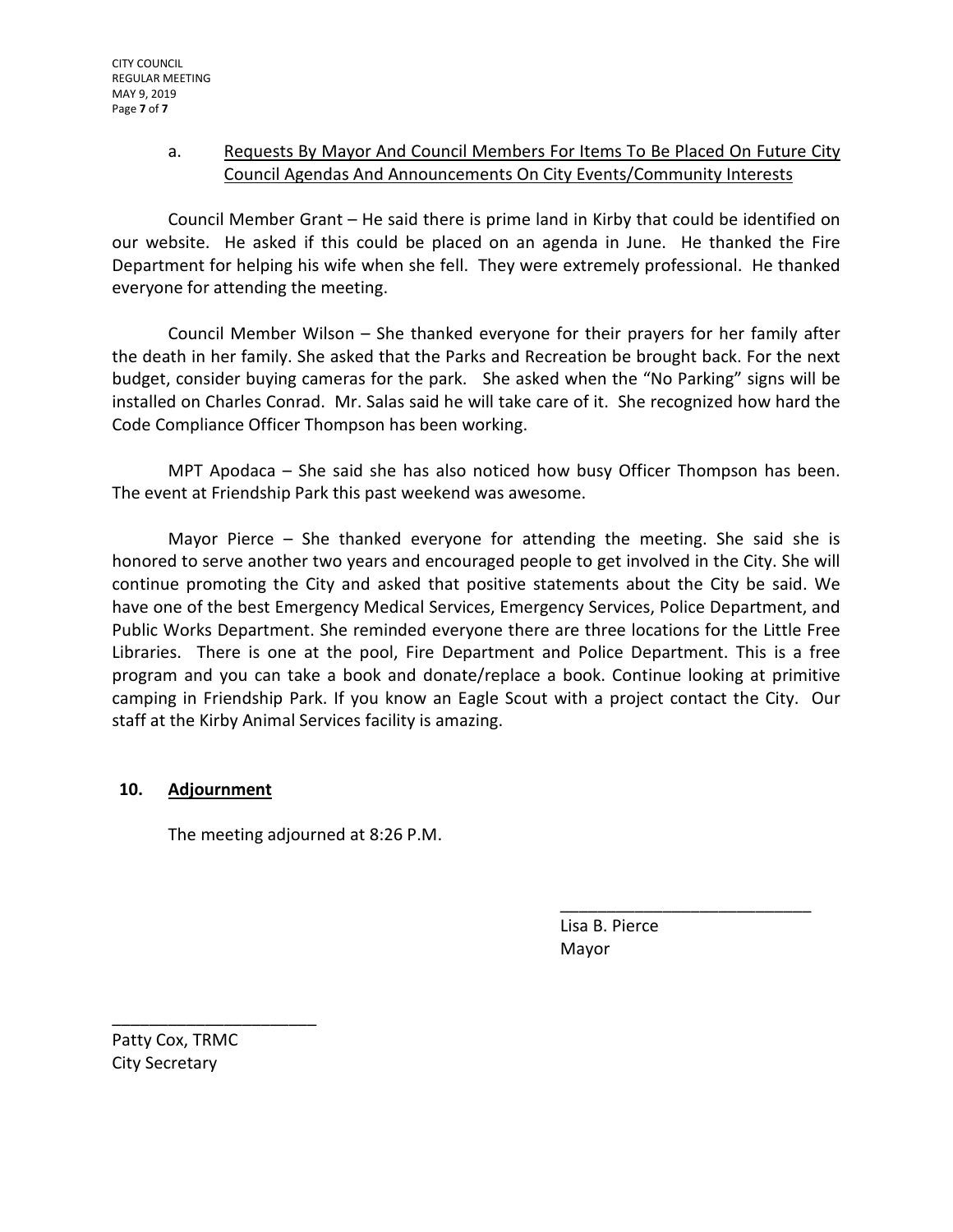a. <u>Requests By Mayor And Council Members For Items To Be Placed On Future City Council Agendas And Announcements On City Events/Community Interests</u>

Council Member Grant – He said there is prime land in Kirby that could be identified on our website. He asked if this could be placed on an agenda in June. He thanked the Fire Department for helping his wife when she fell. They were extremely professional. He thanked everyone for attending the meeting.

Council Member Wilson – She thanked everyone for their prayers for her family after the death in her family. She asked that the Parks and Recreation be brought back. For the next budget, consider buying cameras for the park. She asked when the "No Parking" signs will be installed on Charles Conrad. Mr. Salas said he will take care of it. She recognized how hard the Code Compliance Officer Thompson has been working.

MPT Apodaca – She said she has also noticed how busy Officer Thompson has been. The event at Friendship Park this past weekend was awesome.

Mayor Pierce – She thanked everyone for attending the meeting. She said she is honored to serve another two years and encouraged people to get involved in the City. She will continue promoting the City and asked that positive statements about the City be said. We have one of the best Emergency Medical Services, Emergency Services, Police Department, and Public Works Department. She reminded everyone there are three locations for the Little Free Libraries. There is one at the pool, Fire Department and Police Department. This is a free program and you can take a book and donate/replace a book. Continue looking at primitive camping in Friendship Park. If you know an Eagle Scout with a project contact the City. Our staff at the Kirby Animal Services facility is amazing.

## 10. Adjournment

The meeting adjourned at 8:26 P.M.

___________________________
Lisa B. Pierce
Mayor

______________________
Patty Cox, TRMC
City Secretary